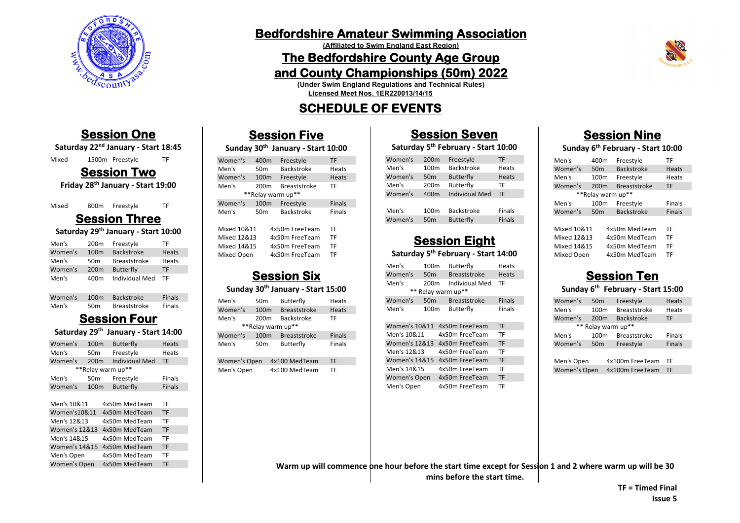# Bedfordshire Amateur Swimming Association

**(Affiliated to Swim England East Region)**

## The Bedfordshire County Age Group and County Championships (50m) 2022

**(Under Swim England Regulations and Technical Rules)**

**Licensed Meet Nos. 1ER220013/14/15**

## SCHEDULE OF EVENTS

### Session One

**Saturday 22nd January - Start 18:45**

| | | | |
|---|---|---|---|
| Mixed | 1500m | Freestyle | TF |

### Session Two

**Friday 28th January - Start 19:00**

| | | | |
|---|---|---|---|
| Mixed | 800m | Freestyle | TF |

### Session Three

**Saturday 29th January - Start 10:00**

| | | | |
|---|---|---|---|
| Men's | 200m | Freestyle | TF |
| Women's | 100m | Backstroke | Heats |
| Men's | 50m | Breaststroke | Heats |
| Women's | 200m | Butterfly | TF |
| Men's | 400m | Individual Med | TF |
| | | | |
| Women's | 100m | Backstroke | Finals |
| Men's | 50m | Breaststroke | Finals |

### Session Four

**Saturday 29th January - Start 14:00**

| | | | |
|---|---|---|---|
| Women's | 100m | Butterfly | Heats |
| Men's | 50m | Freestyle | Heats |
| Women's | 200m | Individual Med | TF |
| **Relay warm up** | | | |
| Men's | 50m | Freestyle | Finals |
| Women's | 100m | Butterfly | Finals |
| | | | |
| Men's 10&11 | 4x50m MedTeam | | TF |
| Women's10&11 | 4x50m MedTeam | | TF |
| Men's 12&13 | 4x50m MedTeam | | TF |
| Women's 12&13 | 4x50m MedTeam | | TF |
| Men's 14&15 | 4x50m MedTeam | | TF |
| Women's 14&15 | 4x50m MedTeam | | TF |
| Men's Open | 4x50m MedTeam | | TF |
| Women's Open | 4x50m MedTeam | | TF |

### Session Five

**Sunday 30th January - Start 10:00**

| | | | |
|---|---|---|---|
| Women's | 400m | Freestyle | TF |
| Men's | 50m | Backstroke | Heats |
| Women's | 100m | Freestyle | Heats |
| Men's | 200m | Breaststroke | TF |
| **Relay warm up** | | | |
| Women's | 100m | Freestyle | Finals |
| Men's | 50m | Backstroke | Finals |
| | | | |
| Mixed 10&11 | 4x50m FreeTeam | | TF |
| Mixed 12&13 | 4x50m FreeTeam | | TF |
| Mixed 14&15 | 4x50m FreeTeam | | TF |
| Mixed Open | 4x50m FreeTeam | | TF |

### Session Six

**Sunday 30th January - Start 15:00**

| | | | |
|---|---|---|---|
| Men's | 50m | Butterfly | Heats |
| Women's | 100m | Breaststroke | Heats |
| Men's | 200m | Backstroke | TF |
| **Relay warm up** | | | |
| Women's | 100m | Breaststroke | Finals |
| Men's | 50m | Butterfly | Finals |
| | | | |
| Women's Open | 4x100 MedTeam | | TF |
| Men's Open | 4x100 MedTeam | | TF |

### Session Seven

**Saturday 5th February - Start 10:00**

| | | | |
|---|---|---|---|
| Women's | 200m | Freestyle | TF |
| Men's | 100m | Backstroke | Heats |
| Women's | 50m | Butterfly | Heats |
| Men's | 200m | Butterfly | TF |
| Women's | 400m | Individual Med | TF |
| | | | |
| Men's | 100m | Backstroke | Finals |
| Women's | 50m | Butterfly | Finals |

### Session Eight

**Saturday 5th February - Start 14:00**

| | | | |
|---|---|---|---|
| Men's | 100m | Butterfly | Heats |
| Women's | 50m | Breaststroke | Heats |
| Men's | 200m | Individual Med | TF |
| ** Relay warm up** | | | |
| Women's | 50m | Breaststroke | Finals |
| Men's | 100m | Butterfly | Finals |
| | | | |
| Women's 10&11 | 4x50m FreeTeam | | TF |
| Men's 10&11 | 4x50m FreeTeam | | TF |
| Women's 12&13 | 4x50m FreeTeam | | TF |
| Men's 12&13 | 4x50m FreeTeam | | TF |
| Women's 14&15 | 4x50m FreeTeam | | TF |
| Men's 14&15 | 4x50m FreeTeam | | TF |
| Women's Open | 4x50m FreeTeam | | TF |
| Men's Open | 4x50m FreeTeam | | TF |

### Session Nine

**Sunday 6th February - Start 10:00**

| | | | |
|---|---|---|---|
| Men's | 400m | Freestyle | TF |
| Women's | 50m | Backstroke | Heats |
| Men's | 100m | Freestyle | Heats |
| Women's | 200m | Breaststroke | TF |
| **Relay warm up** | | | |
| Men's | 100m | Freestyle | Finals |
| Women's | 50m | Backstroke | Finals |
| | | | |
| Mixed 10&11 | 4x50m MedTeam | | TF |
| Mixed 12&13 | 4x50m MedTeam | | TF |
| Mixed 14&15 | 4x50m MedTeam | | TF |
| Mixed Open | 4x50m MedTeam | | TF |

### Session Ten

**Sunday 6th February - Start 15:00**

| | | | |
|---|---|---|---|
| Women's | 50m | Freestyle | Heats |
| Men's | 100m | Breaststroke | Heats |
| Women's | 200m | Backstroke | TF |
| ** Relay warm up** | | | |
| Men's | 100m | Breaststroke | Finals |
| Women's | 50m | Freestyle | Finals |
| | | | |
| Men's Open | 4x100m FreeTeam | | TF |
| Women's Open | 4x100m FreeTeam | | TF |

**Warm up will commence one hour before the start time except for Session 1 and 2 where warm up will be 30 mins before the start time.**

**TF = Timed Final**

**Issue 5**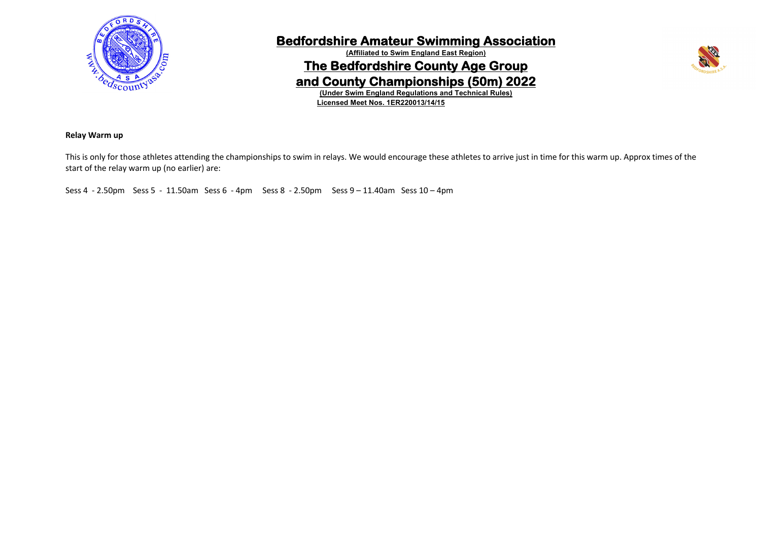# Bedfordshire Amateur Swimming Association

**(Affiliated to Swim England East Region)**

## The Bedfordshire County Age Group and County Championships (50m) 2022

**(Under Swim England Regulations and Technical Rules)**

**Licensed Meet Nos. 1ER220013/14/15**

**Relay Warm up**

This is only for those athletes attending the championships to swim in relays. We would encourage these athletes to arrive just in time for this warm up. Approx times of the start of the relay warm up (no earlier) are:

Sess 4 - 2.50pm Sess 5 - 11.50am Sess 6 - 4pm Sess 8 - 2.50pm Sess 9 – 11.40am Sess 10 – 4pm